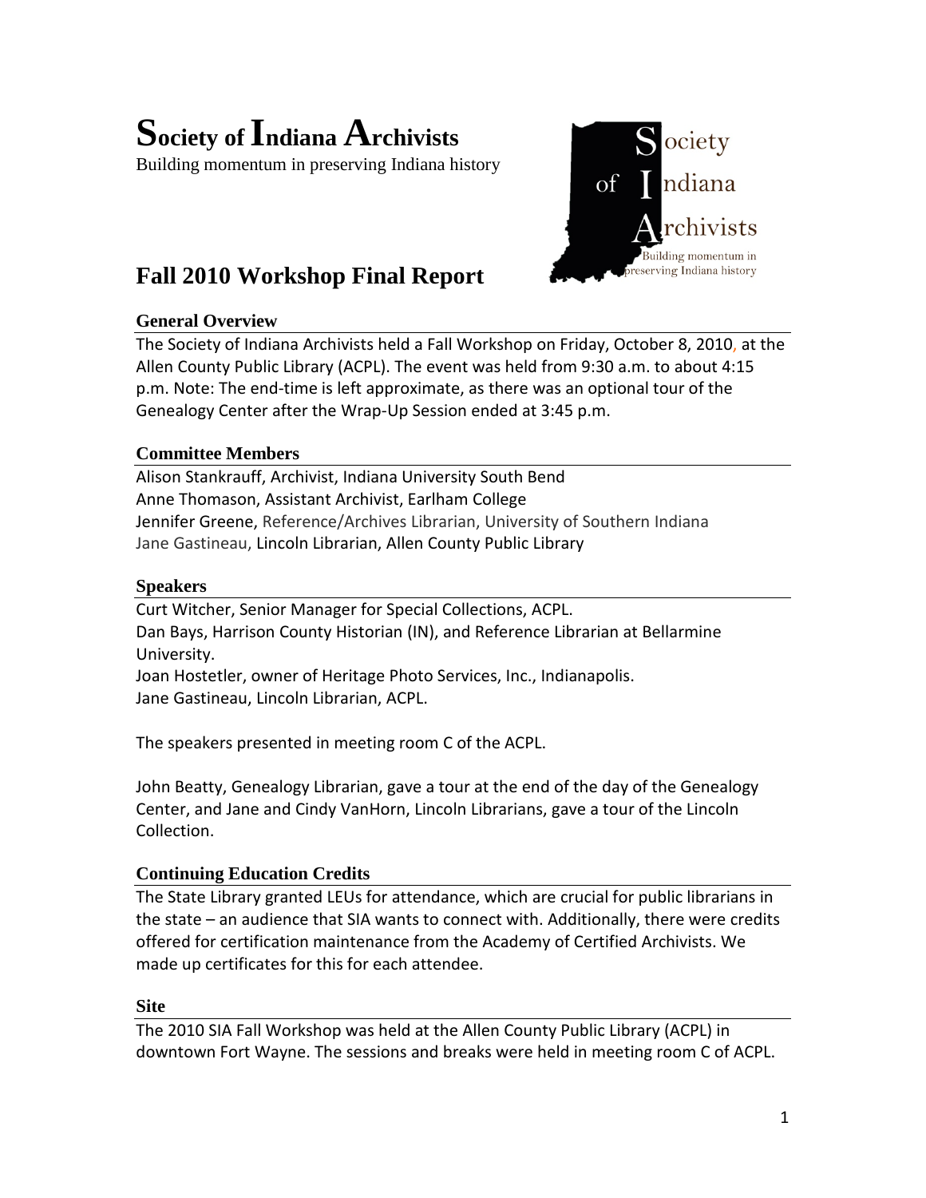# Society of Indiana Archivists

Building momentum in preserving Indiana history

## Fall 2010 Workshop Final Report

### General Overview

The Society of Indiana Archivists held a Fall Workshop on Friday, October 8, 2010, at the Allen County Public Library (ACPL). The event was held from 9:30 a.m. to about 4:15 p.m. Note: The end-time is left approximate, as there was an optional tour of the Genealogy Center after the Wrap-Up Session ended at 3:45 p.m.

### Committee Members

Alison Stankrauff, Archivist, Indiana University South Bend
Anne Thomason, Assistant Archivist, Earlham College
Jennifer Greene, Reference/Archives Librarian, University of Southern Indiana
Jane Gastineau, Lincoln Librarian, Allen County Public Library

### Speakers

Curt Witcher, Senior Manager for Special Collections, ACPL.
Dan Bays, Harrison County Historian (IN), and Reference Librarian at Bellarmine University.
Joan Hostetler, owner of Heritage Photo Services, Inc., Indianapolis.
Jane Gastineau, Lincoln Librarian, ACPL.

The speakers presented in meeting room C of the ACPL.

John Beatty, Genealogy Librarian, gave a tour at the end of the day of the Genealogy Center, and Jane and Cindy VanHorn, Lincoln Librarians, gave a tour of the Lincoln Collection.

### Continuing Education Credits

The State Library granted LEUs for attendance, which are crucial for public librarians in the state – an audience that SIA wants to connect with. Additionally, there were credits offered for certification maintenance from the Academy of Certified Archivists. We made up certificates for this for each attendee.

### Site

The 2010 SIA Fall Workshop was held at the Allen County Public Library (ACPL) in downtown Fort Wayne. The sessions and breaks were held in meeting room C of ACPL.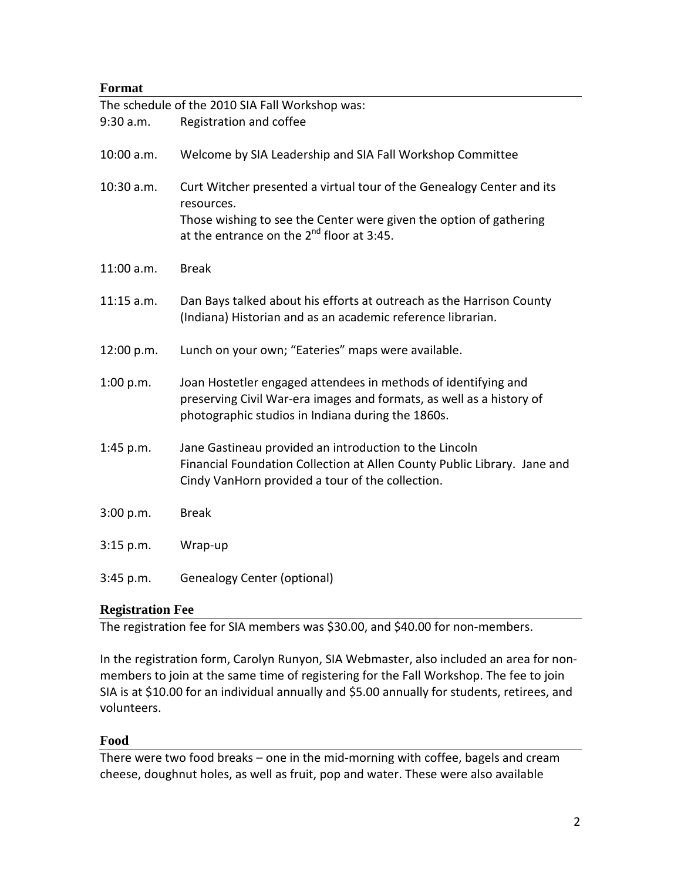## Format

The schedule of the 2010 SIA Fall Workshop was:

| | |
|---|---|
| 9:30 a.m. | Registration and coffee |
| 10:00 a.m. | Welcome by SIA Leadership and SIA Fall Workshop Committee |
| 10:30 a.m. | Curt Witcher presented a virtual tour of the Genealogy Center and its resources. Those wishing to see the Center were given the option of gathering at the entrance on the 2nd floor at 3:45. |
| 11:00 a.m. | Break |
| 11:15 a.m. | Dan Bays talked about his efforts at outreach as the Harrison County (Indiana) Historian and as an academic reference librarian. |
| 12:00 p.m. | Lunch on your own; "Eateries" maps were available. |
| 1:00 p.m. | Joan Hostetler engaged attendees in methods of identifying and preserving Civil War-era images and formats, as well as a history of photographic studios in Indiana during the 1860s. |
| 1:45 p.m. | Jane Gastineau provided an introduction to the Lincoln Financial Foundation Collection at Allen County Public Library. Jane and Cindy VanHorn provided a tour of the collection. |
| 3:00 p.m. | Break |
| 3:15 p.m. | Wrap-up |
| 3:45 p.m. | Genealogy Center (optional) |

## Registration Fee

The registration fee for SIA members was $30.00, and $40.00 for non-members.

In the registration form, Carolyn Runyon, SIA Webmaster, also included an area for non-members to join at the same time of registering for the Fall Workshop. The fee to join SIA is at $10.00 for an individual annually and $5.00 annually for students, retirees, and volunteers.

## Food

There were two food breaks – one in the mid-morning with coffee, bagels and cream cheese, doughnut holes, as well as fruit, pop and water. These were also available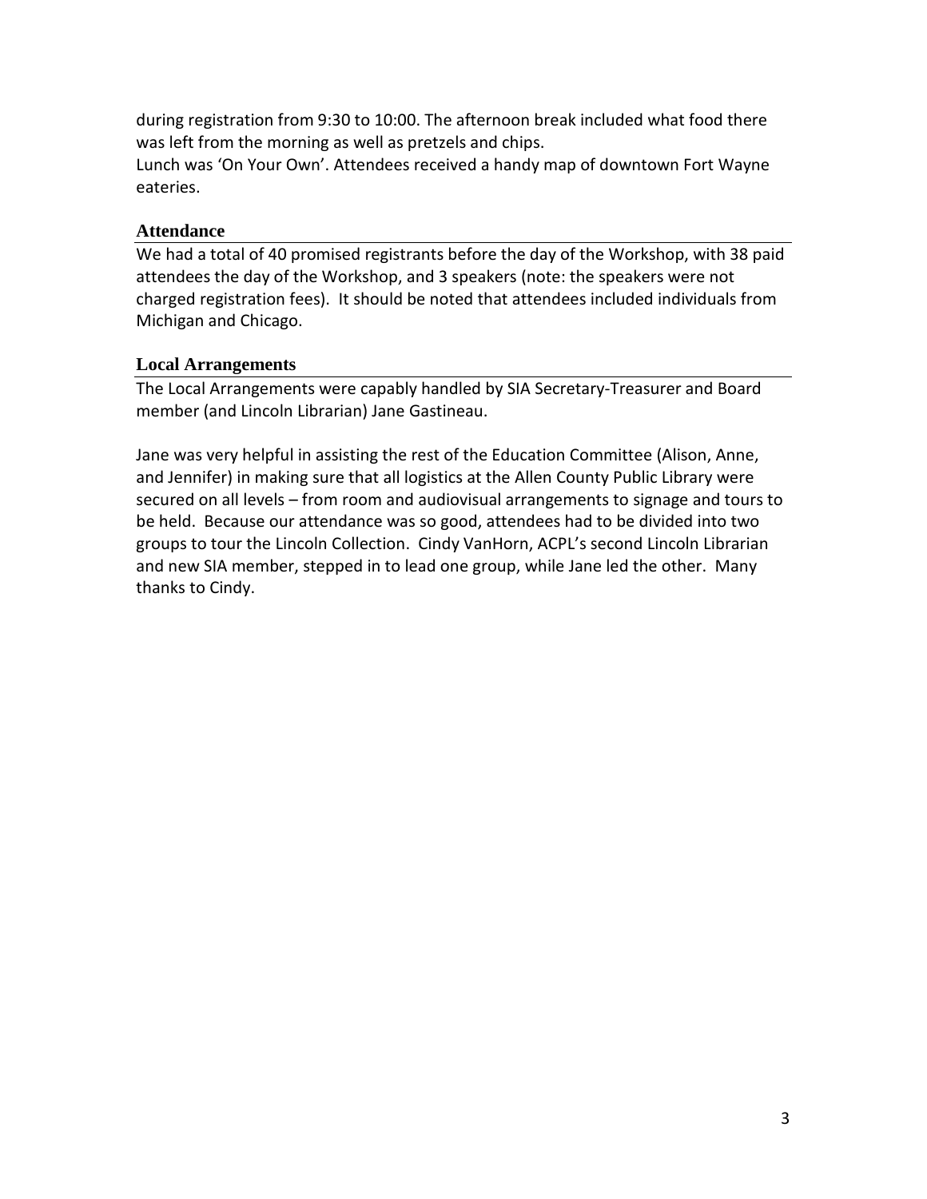during registration from 9:30 to 10:00. The afternoon break included what food there was left from the morning as well as pretzels and chips.

Lunch was 'On Your Own'. Attendees received a handy map of downtown Fort Wayne eateries.

## Attendance

We had a total of 40 promised registrants before the day of the Workshop, with 38 paid attendees the day of the Workshop, and 3 speakers (note: the speakers were not charged registration fees). It should be noted that attendees included individuals from Michigan and Chicago.

## Local Arrangements

The Local Arrangements were capably handled by SIA Secretary-Treasurer and Board member (and Lincoln Librarian) Jane Gastineau.

Jane was very helpful in assisting the rest of the Education Committee (Alison, Anne, and Jennifer) in making sure that all logistics at the Allen County Public Library were secured on all levels – from room and audiovisual arrangements to signage and tours to be held. Because our attendance was so good, attendees had to be divided into two groups to tour the Lincoln Collection. Cindy VanHorn, ACPL's second Lincoln Librarian and new SIA member, stepped in to lead one group, while Jane led the other. Many thanks to Cindy.